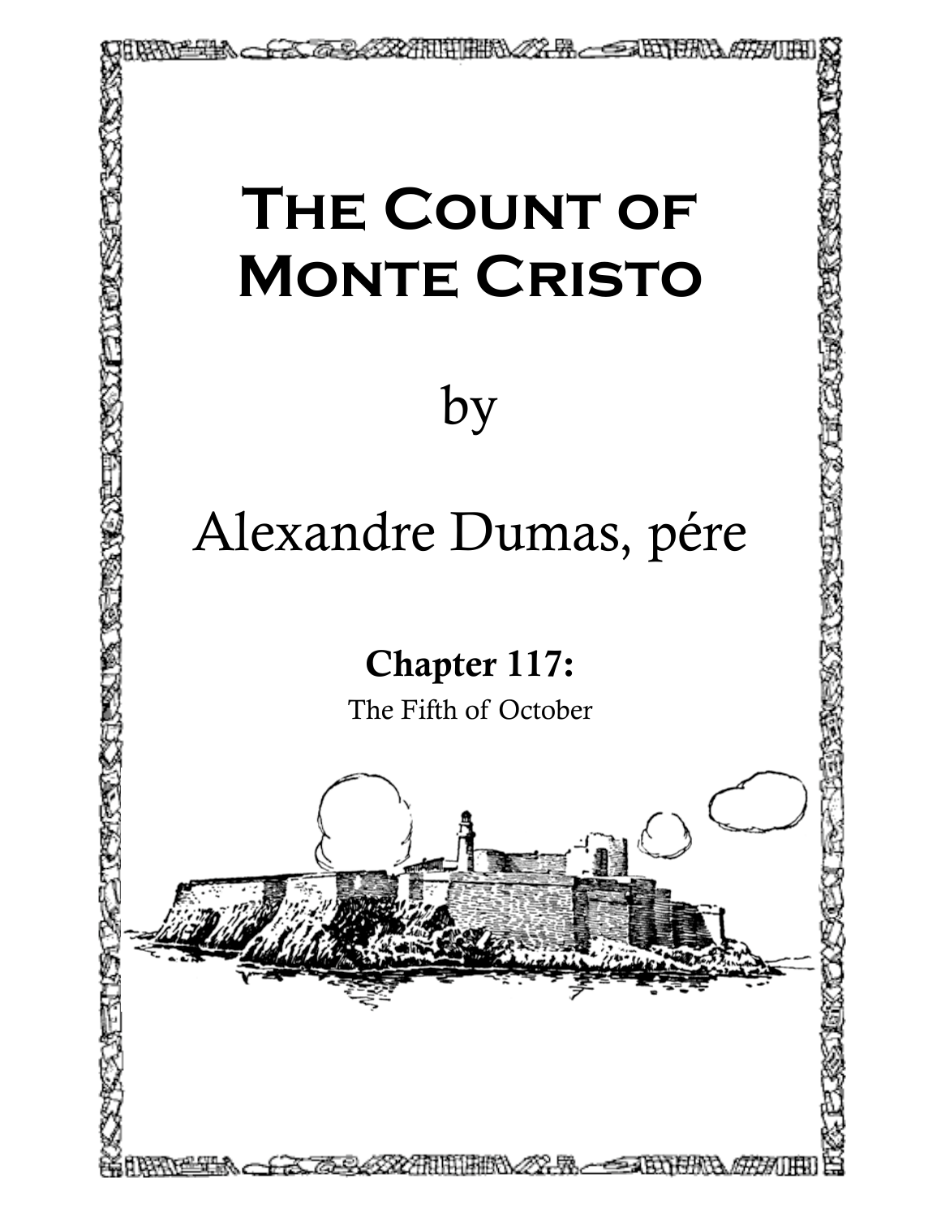# The Count of Monte Cristo

by

Alexandre Dumas, pére

## Chapter 117:

The Fifth of October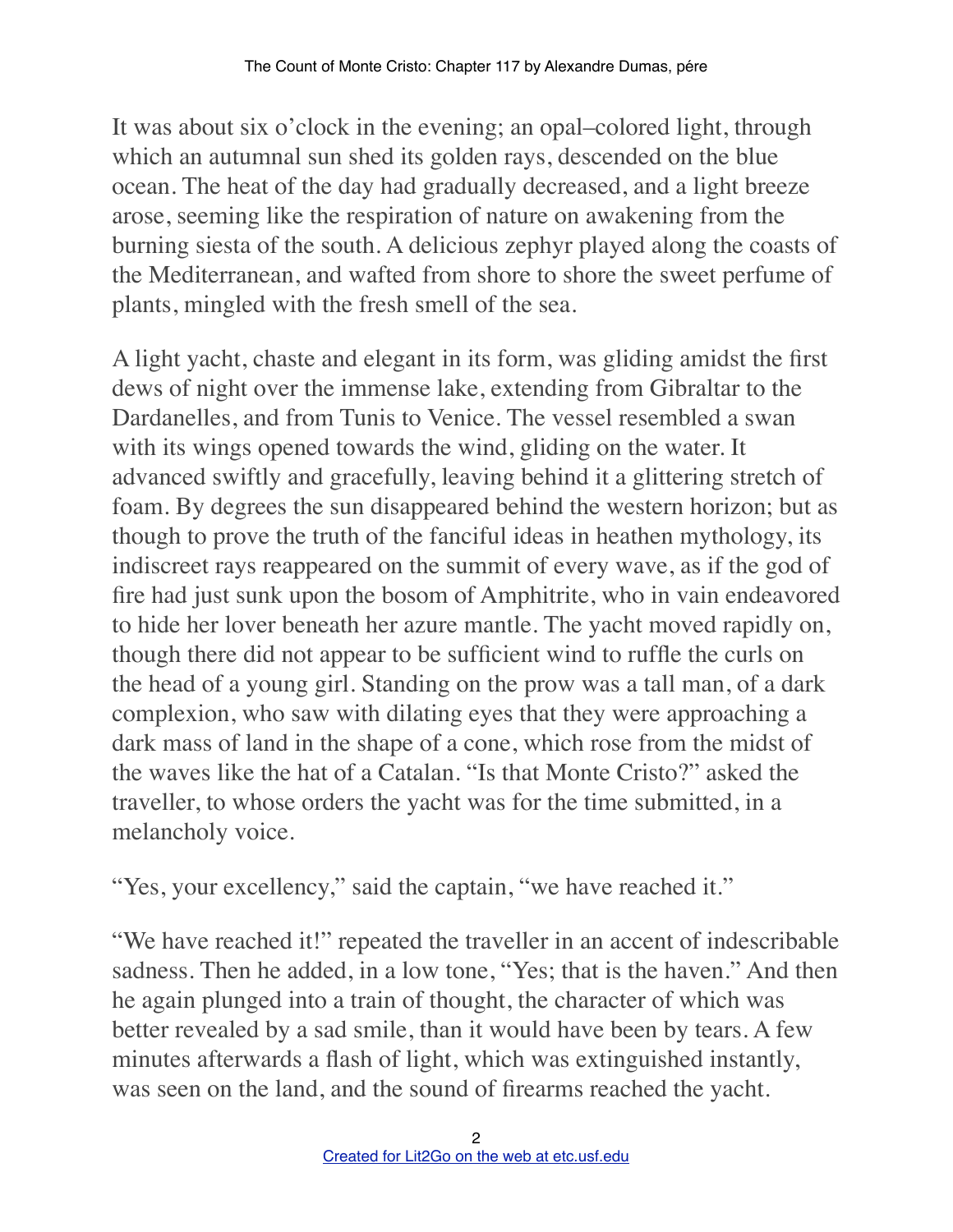It was about six o'clock in the evening; an opal–colored light, through which an autumnal sun shed its golden rays, descended on the blue ocean. The heat of the day had gradually decreased, and a light breeze arose, seeming like the respiration of nature on awakening from the burning siesta of the south. A delicious zephyr played along the coasts of the Mediterranean, and wafted from shore to shore the sweet perfume of plants, mingled with the fresh smell of the sea.

A light yacht, chaste and elegant in its form, was gliding amidst the first dews of night over the immense lake, extending from Gibraltar to the Dardanelles, and from Tunis to Venice. The vessel resembled a swan with its wings opened towards the wind, gliding on the water. It advanced swiftly and gracefully, leaving behind it a glittering stretch of foam. By degrees the sun disappeared behind the western horizon; but as though to prove the truth of the fanciful ideas in heathen mythology, its indiscreet rays reappeared on the summit of every wave, as if the god of fire had just sunk upon the bosom of Amphitrite, who in vain endeavored to hide her lover beneath her azure mantle. The yacht moved rapidly on, though there did not appear to be sufficient wind to ruffle the curls on the head of a young girl. Standing on the prow was a tall man, of a dark complexion, who saw with dilating eyes that they were approaching a dark mass of land in the shape of a cone, which rose from the midst of the waves like the hat of a Catalan. "Is that Monte Cristo?" asked the traveller, to whose orders the yacht was for the time submitted, in a melancholy voice.

"Yes, your excellency," said the captain, "we have reached it."

"We have reached it!" repeated the traveller in an accent of indescribable sadness. Then he added, in a low tone, "Yes; that is the haven." And then he again plunged into a train of thought, the character of which was better revealed by a sad smile, than it would have been by tears. A few minutes afterwards a flash of light, which was extinguished instantly, was seen on the land, and the sound of firearms reached the yacht.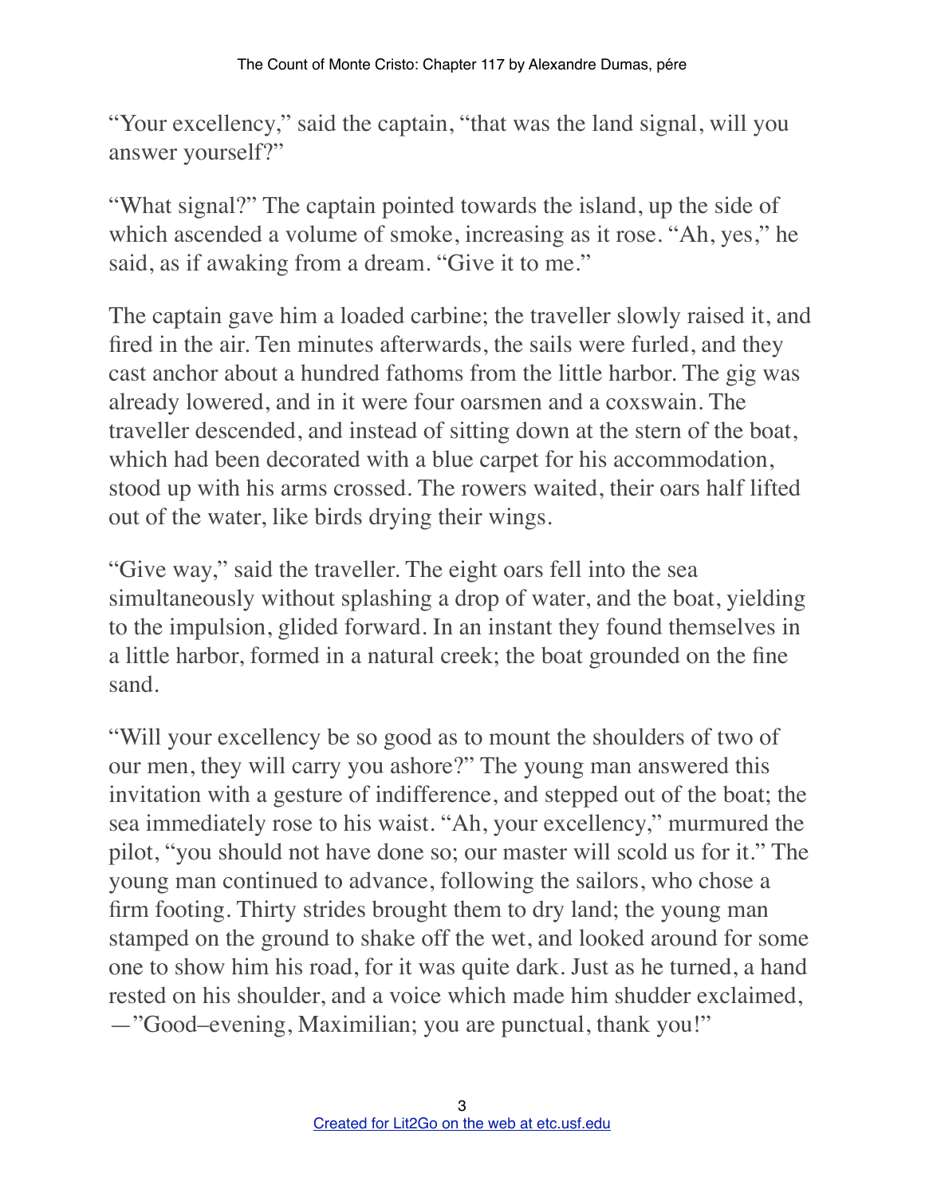"Your excellency," said the captain, "that was the land signal, will you answer yourself?"

"What signal?" The captain pointed towards the island, up the side of which ascended a volume of smoke, increasing as it rose. "Ah, yes," he said, as if awaking from a dream. "Give it to me."

The captain gave him a loaded carbine; the traveller slowly raised it, and fired in the air. Ten minutes afterwards, the sails were furled, and they cast anchor about a hundred fathoms from the little harbor. The gig was already lowered, and in it were four oarsmen and a coxswain. The traveller descended, and instead of sitting down at the stern of the boat, which had been decorated with a blue carpet for his accommodation, stood up with his arms crossed. The rowers waited, their oars half lifted out of the water, like birds drying their wings.

"Give way," said the traveller. The eight oars fell into the sea simultaneously without splashing a drop of water, and the boat, yielding to the impulsion, glided forward. In an instant they found themselves in a little harbor, formed in a natural creek; the boat grounded on the fine sand.

"Will your excellency be so good as to mount the shoulders of two of our men, they will carry you ashore?" The young man answered this invitation with a gesture of indifference, and stepped out of the boat; the sea immediately rose to his waist. "Ah, your excellency," murmured the pilot, "you should not have done so; our master will scold us for it." The young man continued to advance, following the sailors, who chose a firm footing. Thirty strides brought them to dry land; the young man stamped on the ground to shake off the wet, and looked around for some one to show him his road, for it was quite dark. Just as he turned, a hand rested on his shoulder, and a voice which made him shudder exclaimed, —"Good–evening, Maximilian; you are punctual, thank you!"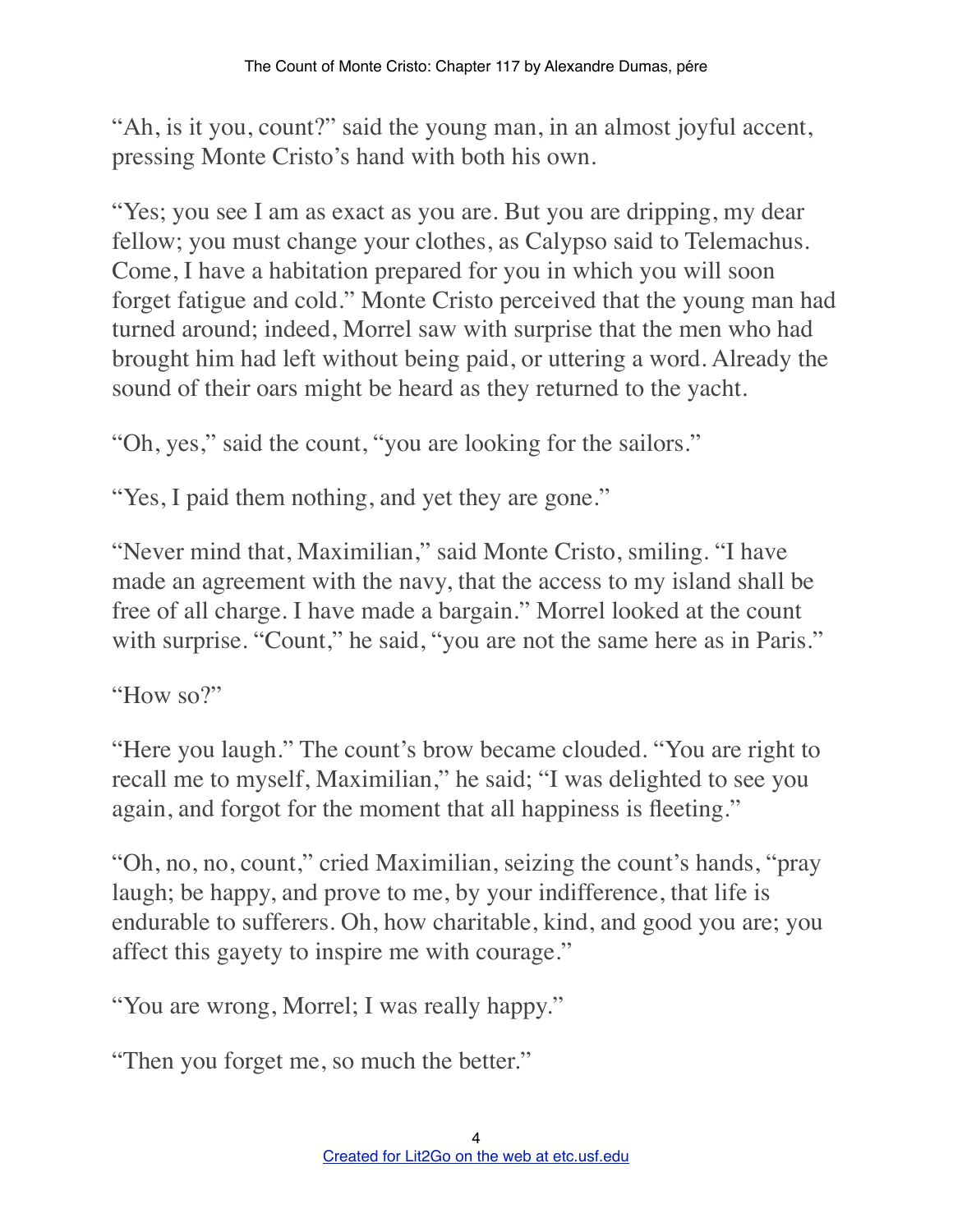"Ah, is it you, count?" said the young man, in an almost joyful accent, pressing Monte Cristo's hand with both his own.

"Yes; you see I am as exact as you are. But you are dripping, my dear fellow; you must change your clothes, as Calypso said to Telemachus. Come, I have a habitation prepared for you in which you will soon forget fatigue and cold." Monte Cristo perceived that the young man had turned around; indeed, Morrel saw with surprise that the men who had brought him had left without being paid, or uttering a word. Already the sound of their oars might be heard as they returned to the yacht.

"Oh, yes," said the count, "you are looking for the sailors."

"Yes, I paid them nothing, and yet they are gone."

"Never mind that, Maximilian," said Monte Cristo, smiling. "I have made an agreement with the navy, that the access to my island shall be free of all charge. I have made a bargain." Morrel looked at the count with surprise. "Count," he said, "you are not the same here as in Paris."

"How so?"

"Here you laugh." The count's brow became clouded. "You are right to recall me to myself, Maximilian," he said; "I was delighted to see you again, and forgot for the moment that all happiness is fleeting."

"Oh, no, no, count," cried Maximilian, seizing the count's hands, "pray laugh; be happy, and prove to me, by your indifference, that life is endurable to sufferers. Oh, how charitable, kind, and good you are; you affect this gayety to inspire me with courage."

"You are wrong, Morrel; I was really happy."

"Then you forget me, so much the better."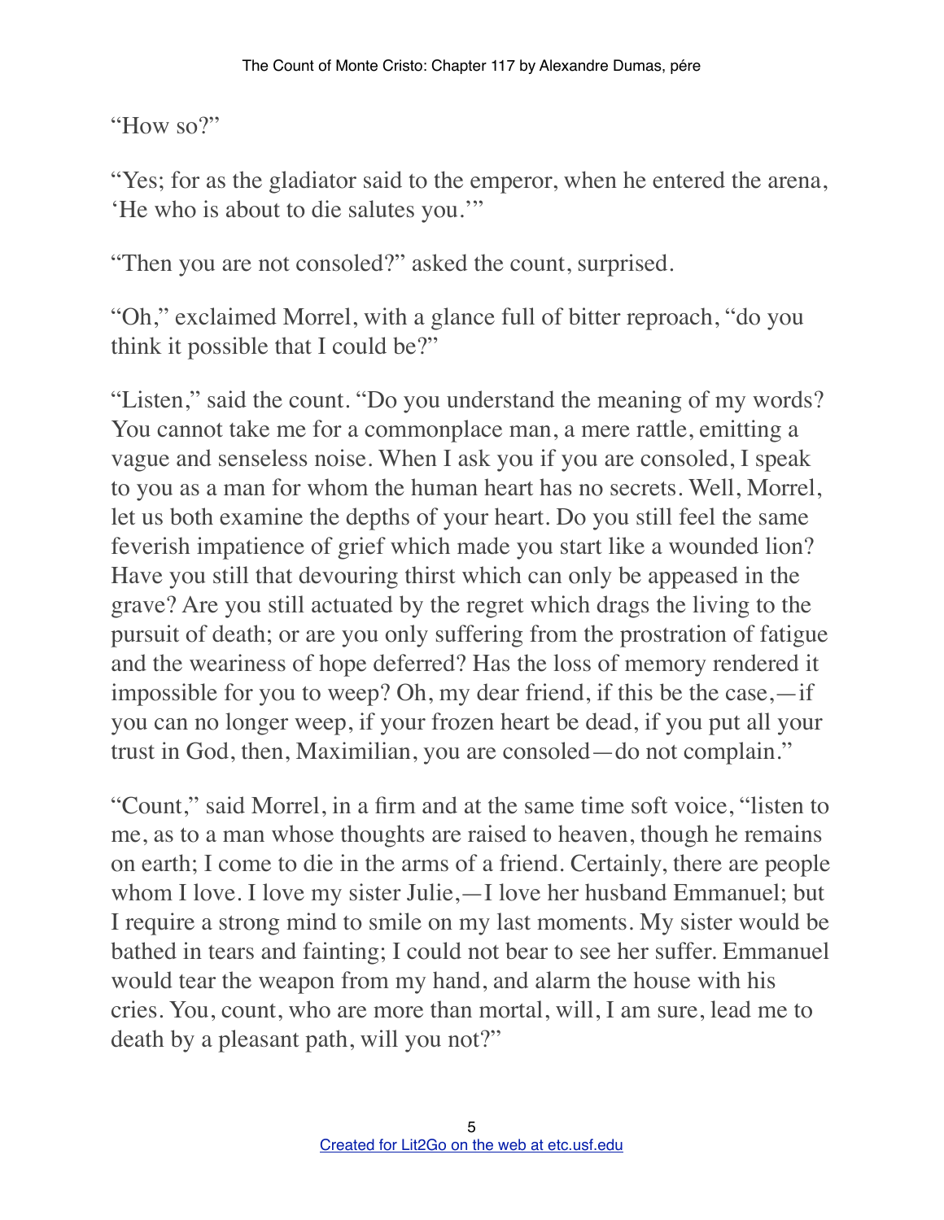"How so?"

"Yes; for as the gladiator said to the emperor, when he entered the arena, 'He who is about to die salutes you.'"

"Then you are not consoled?" asked the count, surprised.

"Oh," exclaimed Morrel, with a glance full of bitter reproach, "do you think it possible that I could be?"

"Listen," said the count. "Do you understand the meaning of my words? You cannot take me for a commonplace man, a mere rattle, emitting a vague and senseless noise. When I ask you if you are consoled, I speak to you as a man for whom the human heart has no secrets. Well, Morrel, let us both examine the depths of your heart. Do you still feel the same feverish impatience of grief which made you start like a wounded lion? Have you still that devouring thirst which can only be appeased in the grave? Are you still actuated by the regret which drags the living to the pursuit of death; or are you only suffering from the prostration of fatigue and the weariness of hope deferred? Has the loss of memory rendered it impossible for you to weep? Oh, my dear friend, if this be the case,—if you can no longer weep, if your frozen heart be dead, if you put all your trust in God, then, Maximilian, you are consoled—do not complain."

"Count," said Morrel, in a firm and at the same time soft voice, "listen to me, as to a man whose thoughts are raised to heaven, though he remains on earth; I come to die in the arms of a friend. Certainly, there are people whom I love. I love my sister Julie,—I love her husband Emmanuel; but I require a strong mind to smile on my last moments. My sister would be bathed in tears and fainting; I could not bear to see her suffer. Emmanuel would tear the weapon from my hand, and alarm the house with his cries. You, count, who are more than mortal, will, I am sure, lead me to death by a pleasant path, will you not?"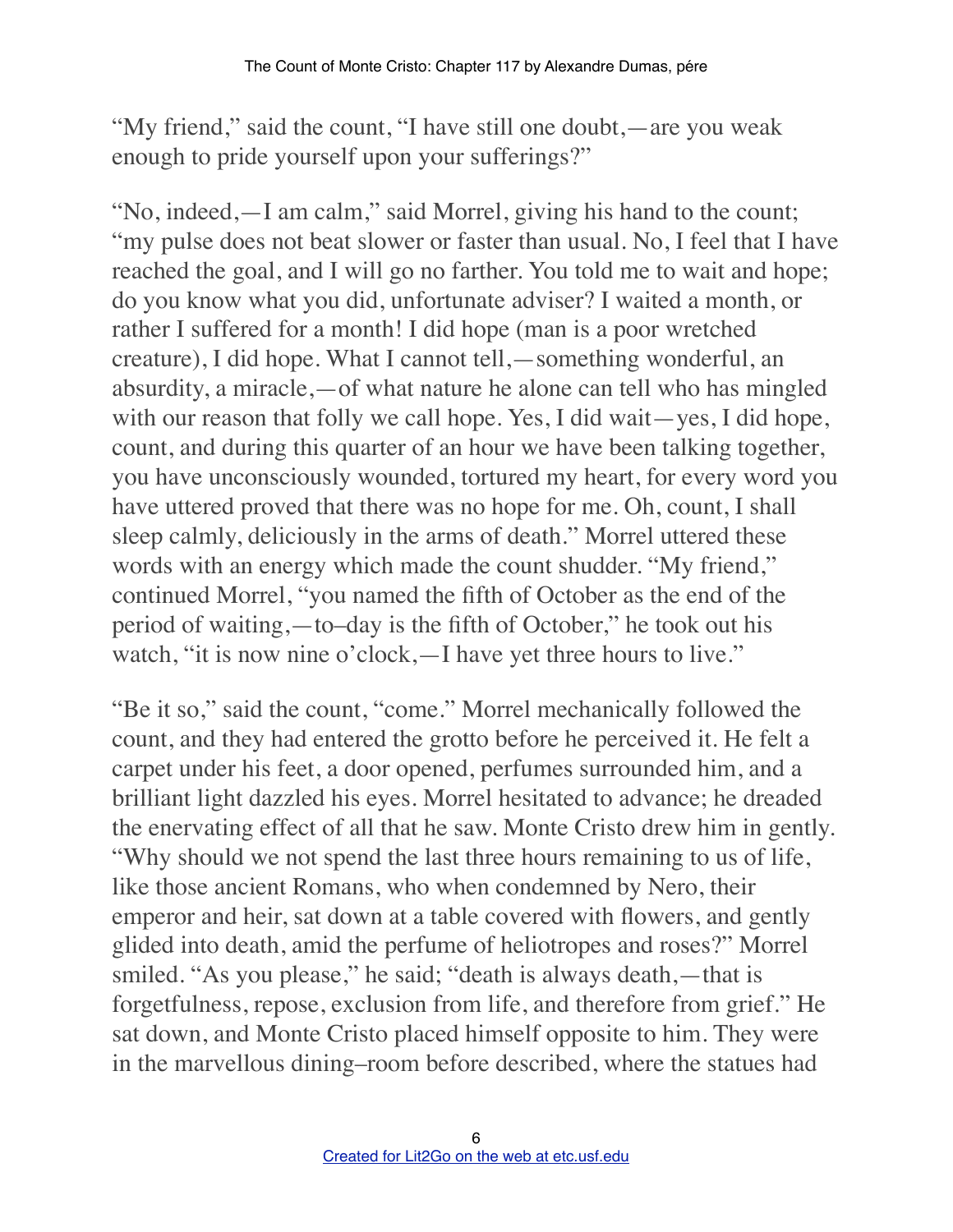"My friend," said the count, "I have still one doubt,—are you weak enough to pride yourself upon your sufferings?"

"No, indeed,—I am calm," said Morrel, giving his hand to the count; "my pulse does not beat slower or faster than usual. No, I feel that I have reached the goal, and I will go no farther. You told me to wait and hope; do you know what you did, unfortunate adviser? I waited a month, or rather I suffered for a month! I did hope (man is a poor wretched creature), I did hope. What I cannot tell,—something wonderful, an absurdity, a miracle,—of what nature he alone can tell who has mingled with our reason that folly we call hope. Yes, I did wait—yes, I did hope, count, and during this quarter of an hour we have been talking together, you have unconsciously wounded, tortured my heart, for every word you have uttered proved that there was no hope for me. Oh, count, I shall sleep calmly, deliciously in the arms of death." Morrel uttered these words with an energy which made the count shudder. "My friend," continued Morrel, "you named the fifth of October as the end of the period of waiting,—to–day is the fifth of October," he took out his watch, "it is now nine o'clock,—I have yet three hours to live."

"Be it so," said the count, "come." Morrel mechanically followed the count, and they had entered the grotto before he perceived it. He felt a carpet under his feet, a door opened, perfumes surrounded him, and a brilliant light dazzled his eyes. Morrel hesitated to advance; he dreaded the enervating effect of all that he saw. Monte Cristo drew him in gently. "Why should we not spend the last three hours remaining to us of life, like those ancient Romans, who when condemned by Nero, their emperor and heir, sat down at a table covered with flowers, and gently glided into death, amid the perfume of heliotropes and roses?" Morrel smiled. "As you please," he said; "death is always death,—that is forgetfulness, repose, exclusion from life, and therefore from grief." He sat down, and Monte Cristo placed himself opposite to him. They were in the marvellous dining–room before described, where the statues had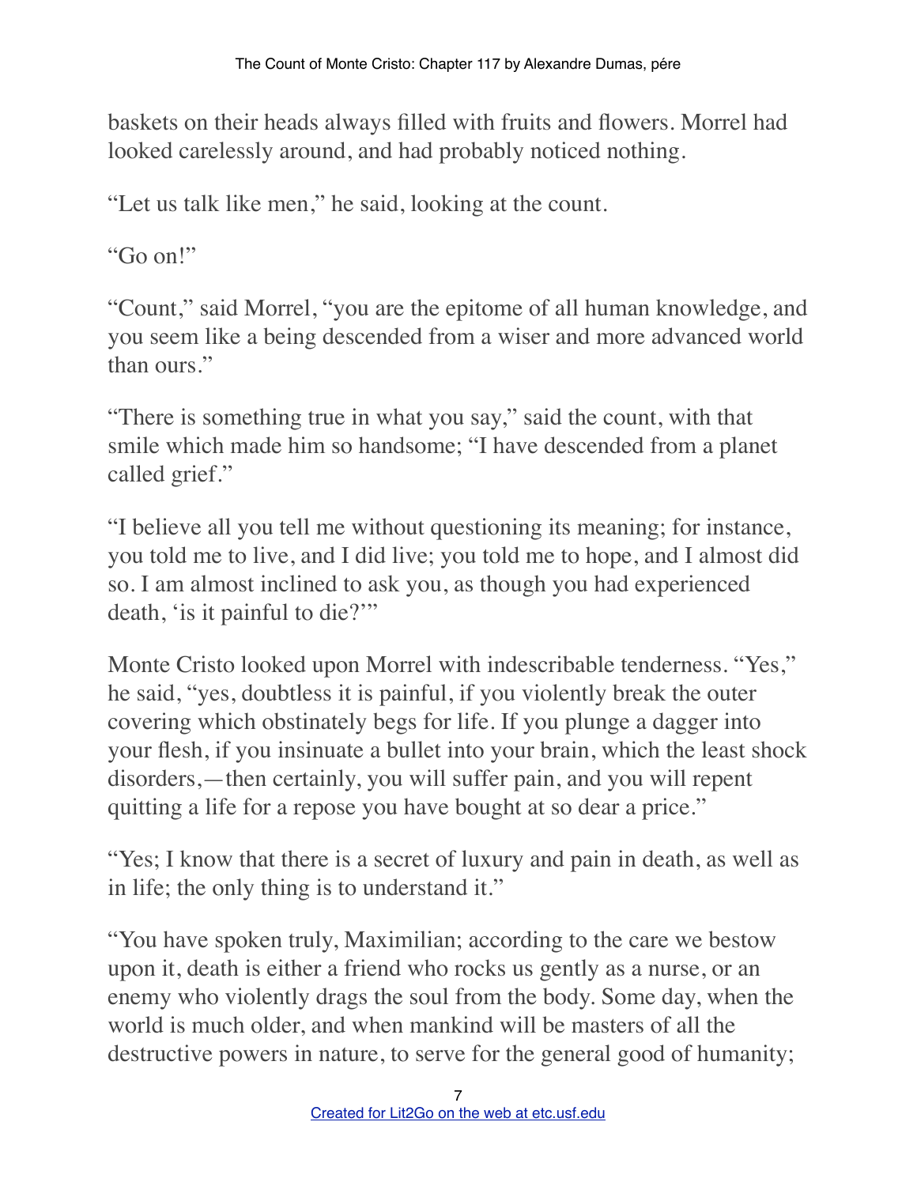baskets on their heads always filled with fruits and flowers. Morrel had looked carelessly around, and had probably noticed nothing.

"Let us talk like men," he said, looking at the count.

"Go on!"

"Count," said Morrel, "you are the epitome of all human knowledge, and you seem like a being descended from a wiser and more advanced world than ours."

"There is something true in what you say," said the count, with that smile which made him so handsome; "I have descended from a planet called grief."

"I believe all you tell me without questioning its meaning; for instance, you told me to live, and I did live; you told me to hope, and I almost did so. I am almost inclined to ask you, as though you had experienced death, 'is it painful to die?'"

Monte Cristo looked upon Morrel with indescribable tenderness. "Yes," he said, "yes, doubtless it is painful, if you violently break the outer covering which obstinately begs for life. If you plunge a dagger into your flesh, if you insinuate a bullet into your brain, which the least shock disorders,—then certainly, you will suffer pain, and you will repent quitting a life for a repose you have bought at so dear a price."

"Yes; I know that there is a secret of luxury and pain in death, as well as in life; the only thing is to understand it."

"You have spoken truly, Maximilian; according to the care we bestow upon it, death is either a friend who rocks us gently as a nurse, or an enemy who violently drags the soul from the body. Some day, when the world is much older, and when mankind will be masters of all the destructive powers in nature, to serve for the general good of humanity;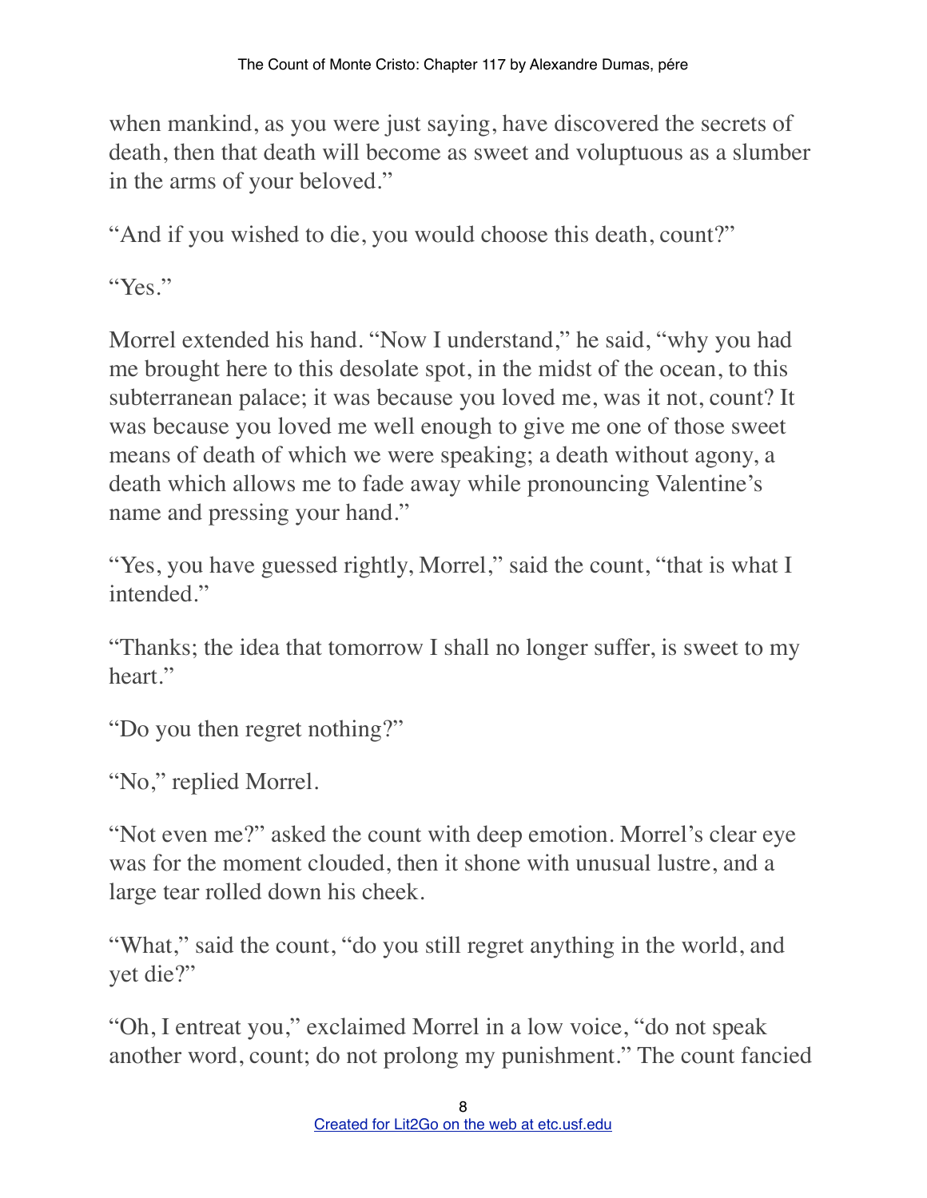when mankind, as you were just saying, have discovered the secrets of death, then that death will become as sweet and voluptuous as a slumber in the arms of your beloved."

"And if you wished to die, you would choose this death, count?"

"Yes."

Morrel extended his hand. "Now I understand," he said, "why you had me brought here to this desolate spot, in the midst of the ocean, to this subterranean palace; it was because you loved me, was it not, count? It was because you loved me well enough to give me one of those sweet means of death of which we were speaking; a death without agony, a death which allows me to fade away while pronouncing Valentine's name and pressing your hand."

"Yes, you have guessed rightly, Morrel," said the count, "that is what I intended."

"Thanks; the idea that tomorrow I shall no longer suffer, is sweet to my heart."

"Do you then regret nothing?"

"No," replied Morrel.

"Not even me?" asked the count with deep emotion. Morrel's clear eye was for the moment clouded, then it shone with unusual lustre, and a large tear rolled down his cheek.

"What," said the count, "do you still regret anything in the world, and yet die?"

"Oh, I entreat you," exclaimed Morrel in a low voice, "do not speak another word, count; do not prolong my punishment." The count fancied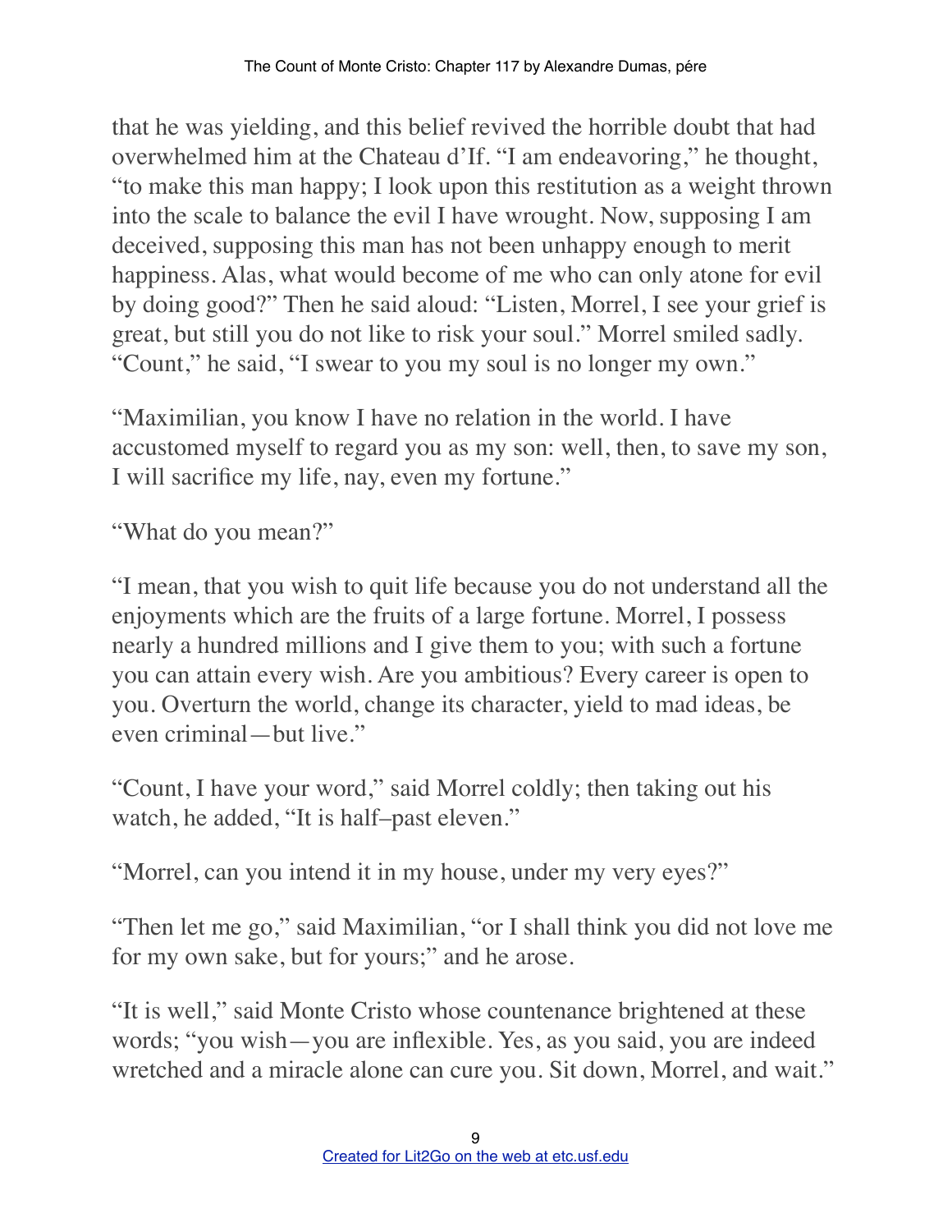that he was yielding, and this belief revived the horrible doubt that had overwhelmed him at the Chateau d'If. "I am endeavoring," he thought, "to make this man happy; I look upon this restitution as a weight thrown into the scale to balance the evil I have wrought. Now, supposing I am deceived, supposing this man has not been unhappy enough to merit happiness. Alas, what would become of me who can only atone for evil by doing good?" Then he said aloud: "Listen, Morrel, I see your grief is great, but still you do not like to risk your soul." Morrel smiled sadly. "Count," he said, "I swear to you my soul is no longer my own."

"Maximilian, you know I have no relation in the world. I have accustomed myself to regard you as my son: well, then, to save my son, I will sacrifice my life, nay, even my fortune."

"What do you mean?"

"I mean, that you wish to quit life because you do not understand all the enjoyments which are the fruits of a large fortune. Morrel, I possess nearly a hundred millions and I give them to you; with such a fortune you can attain every wish. Are you ambitious? Every career is open to you. Overturn the world, change its character, yield to mad ideas, be even criminal—but live."

"Count, I have your word," said Morrel coldly; then taking out his watch, he added, "It is half–past eleven."

"Morrel, can you intend it in my house, under my very eyes?"

"Then let me go," said Maximilian, "or I shall think you did not love me for my own sake, but for yours;" and he arose.

"It is well," said Monte Cristo whose countenance brightened at these words; "you wish—you are inflexible. Yes, as you said, you are indeed wretched and a miracle alone can cure you. Sit down, Morrel, and wait."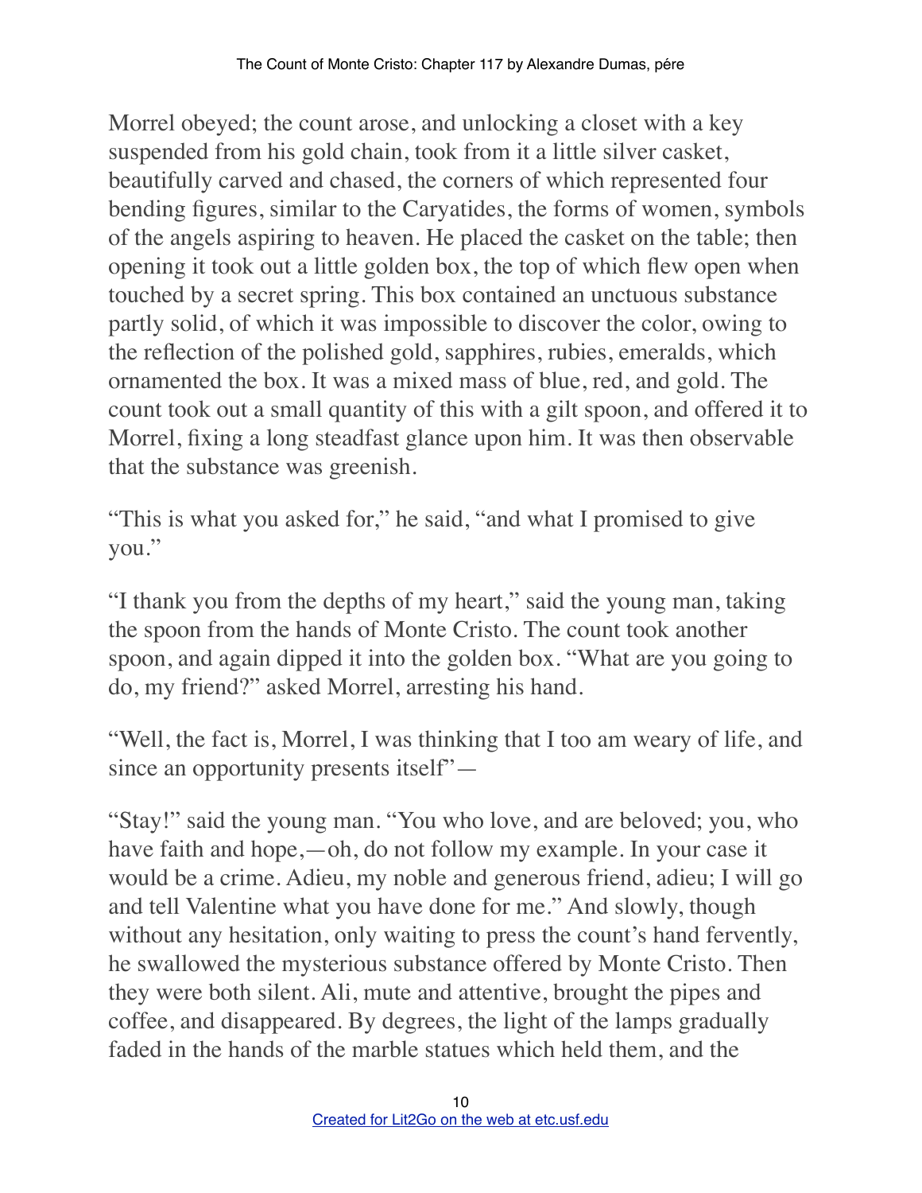Morrel obeyed; the count arose, and unlocking a closet with a key suspended from his gold chain, took from it a little silver casket, beautifully carved and chased, the corners of which represented four bending figures, similar to the Caryatides, the forms of women, symbols of the angels aspiring to heaven. He placed the casket on the table; then opening it took out a little golden box, the top of which flew open when touched by a secret spring. This box contained an unctuous substance partly solid, of which it was impossible to discover the color, owing to the reflection of the polished gold, sapphires, rubies, emeralds, which ornamented the box. It was a mixed mass of blue, red, and gold. The count took out a small quantity of this with a gilt spoon, and offered it to Morrel, fixing a long steadfast glance upon him. It was then observable that the substance was greenish.

"This is what you asked for," he said, "and what I promised to give you."

"I thank you from the depths of my heart," said the young man, taking the spoon from the hands of Monte Cristo. The count took another spoon, and again dipped it into the golden box. "What are you going to do, my friend?" asked Morrel, arresting his hand.

"Well, the fact is, Morrel, I was thinking that I too am weary of life, and since an opportunity presents itself"—

"Stay!" said the young man. "You who love, and are beloved; you, who have faith and hope,—oh, do not follow my example. In your case it would be a crime. Adieu, my noble and generous friend, adieu; I will go and tell Valentine what you have done for me." And slowly, though without any hesitation, only waiting to press the count's hand fervently, he swallowed the mysterious substance offered by Monte Cristo. Then they were both silent. Ali, mute and attentive, brought the pipes and coffee, and disappeared. By degrees, the light of the lamps gradually faded in the hands of the marble statues which held them, and the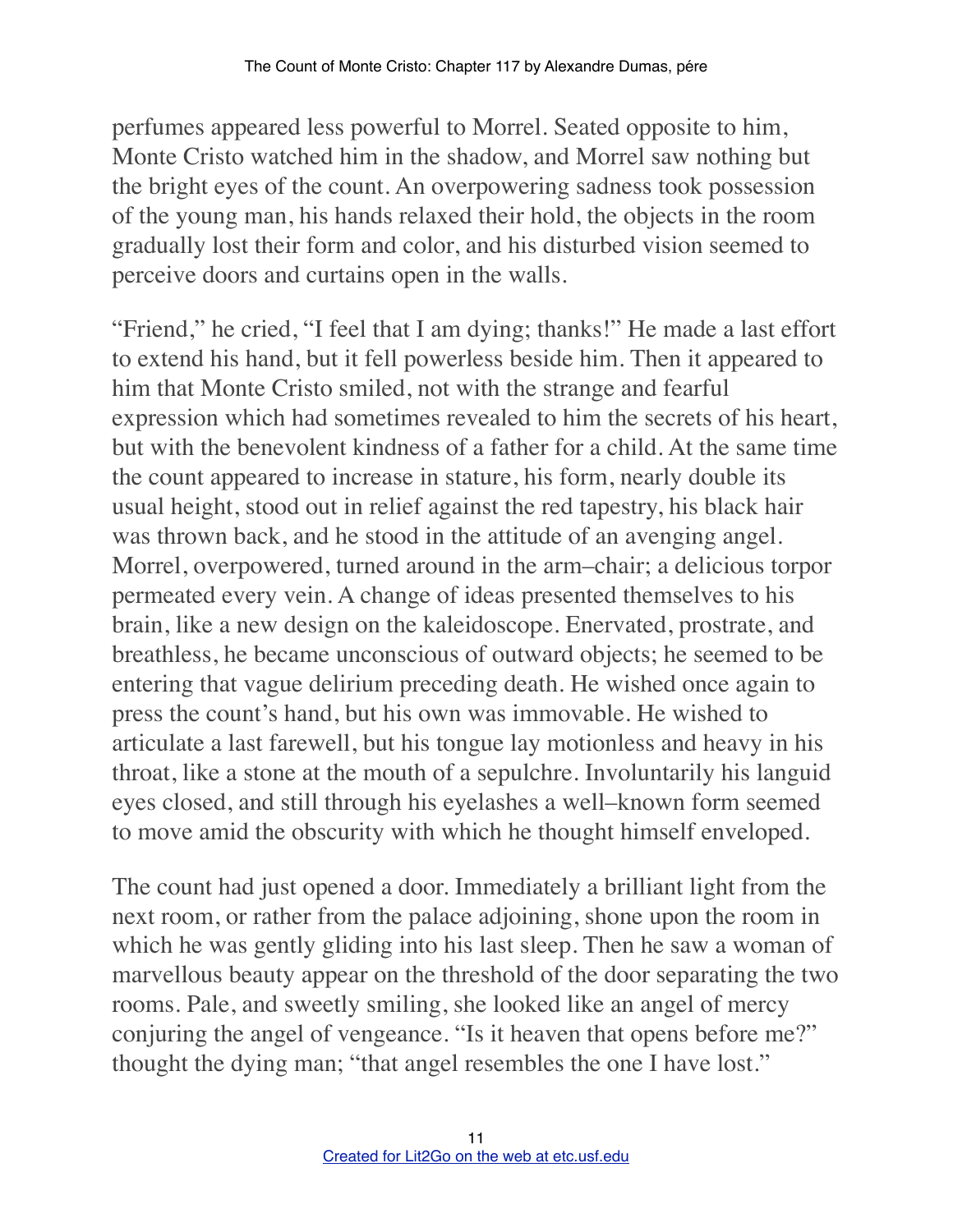perfumes appeared less powerful to Morrel. Seated opposite to him, Monte Cristo watched him in the shadow, and Morrel saw nothing but the bright eyes of the count. An overpowering sadness took possession of the young man, his hands relaxed their hold, the objects in the room gradually lost their form and color, and his disturbed vision seemed to perceive doors and curtains open in the walls.

"Friend," he cried, "I feel that I am dying; thanks!" He made a last effort to extend his hand, but it fell powerless beside him. Then it appeared to him that Monte Cristo smiled, not with the strange and fearful expression which had sometimes revealed to him the secrets of his heart, but with the benevolent kindness of a father for a child. At the same time the count appeared to increase in stature, his form, nearly double its usual height, stood out in relief against the red tapestry, his black hair was thrown back, and he stood in the attitude of an avenging angel. Morrel, overpowered, turned around in the arm–chair; a delicious torpor permeated every vein. A change of ideas presented themselves to his brain, like a new design on the kaleidoscope. Enervated, prostrate, and breathless, he became unconscious of outward objects; he seemed to be entering that vague delirium preceding death. He wished once again to press the count's hand, but his own was immovable. He wished to articulate a last farewell, but his tongue lay motionless and heavy in his throat, like a stone at the mouth of a sepulchre. Involuntarily his languid eyes closed, and still through his eyelashes a well–known form seemed to move amid the obscurity with which he thought himself enveloped.

The count had just opened a door. Immediately a brilliant light from the next room, or rather from the palace adjoining, shone upon the room in which he was gently gliding into his last sleep. Then he saw a woman of marvellous beauty appear on the threshold of the door separating the two rooms. Pale, and sweetly smiling, she looked like an angel of mercy conjuring the angel of vengeance. "Is it heaven that opens before me?" thought the dying man; "that angel resembles the one I have lost."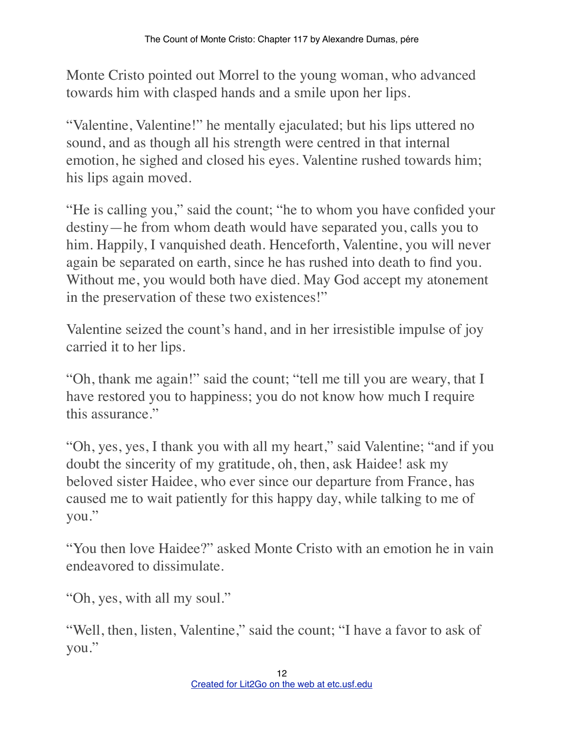Monte Cristo pointed out Morrel to the young woman, who advanced towards him with clasped hands and a smile upon her lips.

"Valentine, Valentine!" he mentally ejaculated; but his lips uttered no sound, and as though all his strength were centred in that internal emotion, he sighed and closed his eyes. Valentine rushed towards him; his lips again moved.

"He is calling you," said the count; "he to whom you have confided your destiny—he from whom death would have separated you, calls you to him. Happily, I vanquished death. Henceforth, Valentine, you will never again be separated on earth, since he has rushed into death to find you. Without me, you would both have died. May God accept my atonement in the preservation of these two existences!"

Valentine seized the count's hand, and in her irresistible impulse of joy carried it to her lips.

"Oh, thank me again!" said the count; "tell me till you are weary, that I have restored you to happiness; you do not know how much I require this assurance."

"Oh, yes, yes, I thank you with all my heart," said Valentine; "and if you doubt the sincerity of my gratitude, oh, then, ask Haidee! ask my beloved sister Haidee, who ever since our departure from France, has caused me to wait patiently for this happy day, while talking to me of you."

"You then love Haidee?" asked Monte Cristo with an emotion he in vain endeavored to dissimulate.

"Oh, yes, with all my soul."

"Well, then, listen, Valentine," said the count; "I have a favor to ask of you."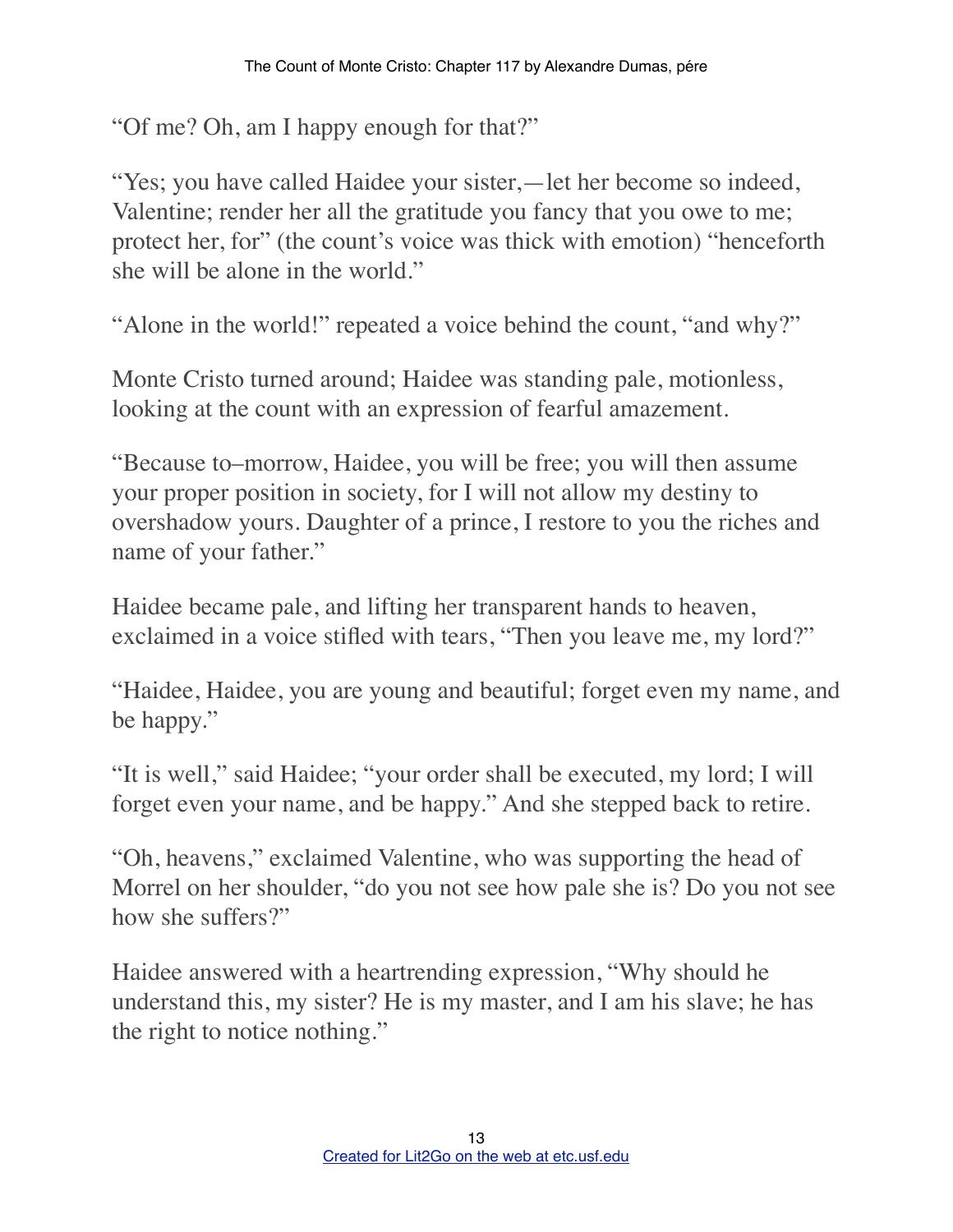"Of me? Oh, am I happy enough for that?"

"Yes; you have called Haidee your sister,—let her become so indeed, Valentine; render her all the gratitude you fancy that you owe to me; protect her, for" (the count's voice was thick with emotion) "henceforth she will be alone in the world."

"Alone in the world!" repeated a voice behind the count, "and why?"

Monte Cristo turned around; Haidee was standing pale, motionless, looking at the count with an expression of fearful amazement.

"Because to–morrow, Haidee, you will be free; you will then assume your proper position in society, for I will not allow my destiny to overshadow yours. Daughter of a prince, I restore to you the riches and name of your father."

Haidee became pale, and lifting her transparent hands to heaven, exclaimed in a voice stifled with tears, "Then you leave me, my lord?"

"Haidee, Haidee, you are young and beautiful; forget even my name, and be happy."

"It is well," said Haidee; "your order shall be executed, my lord; I will forget even your name, and be happy." And she stepped back to retire.

"Oh, heavens," exclaimed Valentine, who was supporting the head of Morrel on her shoulder, "do you not see how pale she is? Do you not see how she suffers?"

Haidee answered with a heartrending expression, "Why should he understand this, my sister? He is my master, and I am his slave; he has the right to notice nothing."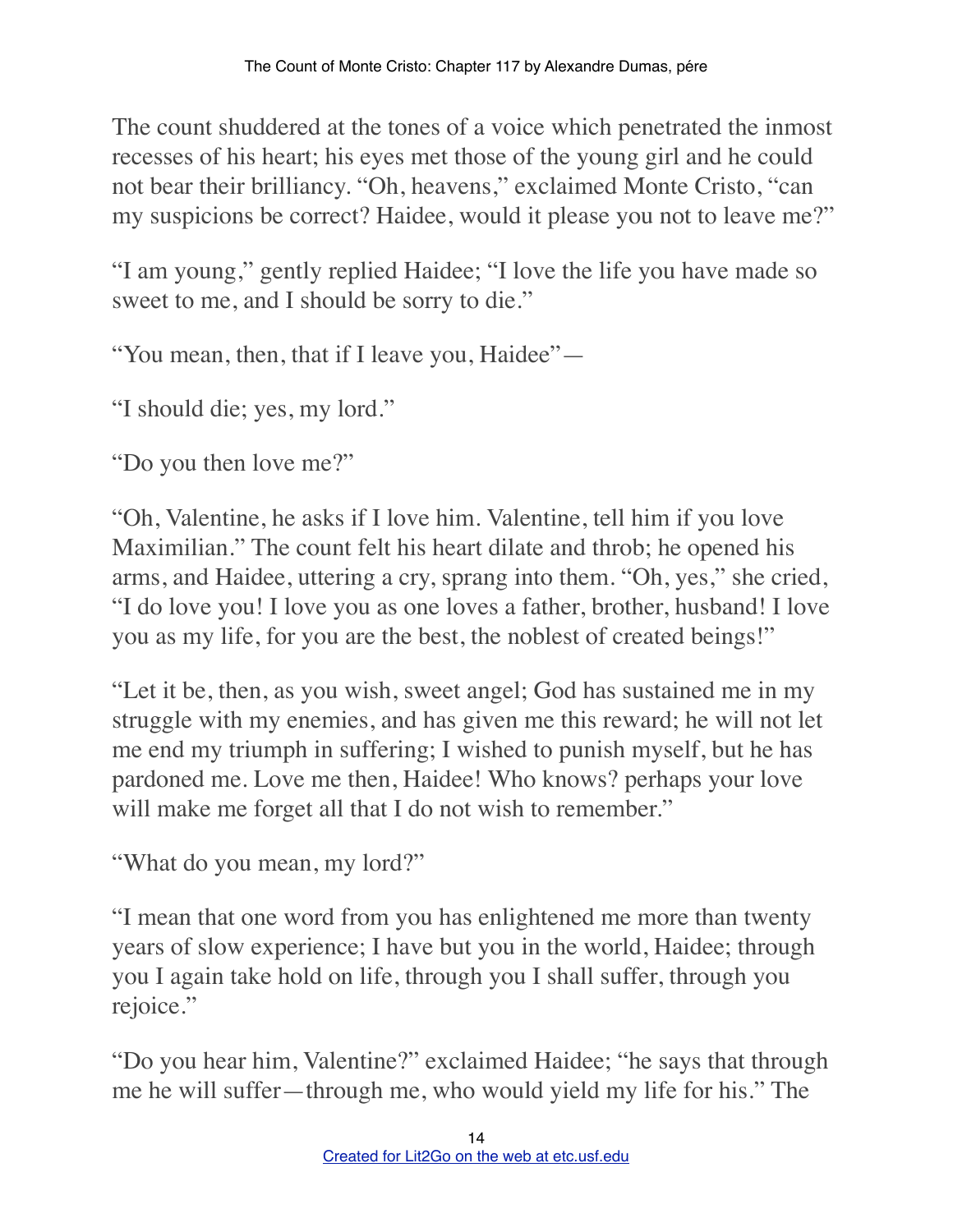The count shuddered at the tones of a voice which penetrated the inmost recesses of his heart; his eyes met those of the young girl and he could not bear their brilliancy. "Oh, heavens," exclaimed Monte Cristo, "can my suspicions be correct? Haidee, would it please you not to leave me?"

"I am young," gently replied Haidee; "I love the life you have made so sweet to me, and I should be sorry to die."

"You mean, then, that if I leave you, Haidee"—

"I should die; yes, my lord."

"Do you then love me?"

"Oh, Valentine, he asks if I love him. Valentine, tell him if you love Maximilian." The count felt his heart dilate and throb; he opened his arms, and Haidee, uttering a cry, sprang into them. "Oh, yes," she cried, "I do love you! I love you as one loves a father, brother, husband! I love you as my life, for you are the best, the noblest of created beings!"

"Let it be, then, as you wish, sweet angel; God has sustained me in my struggle with my enemies, and has given me this reward; he will not let me end my triumph in suffering; I wished to punish myself, but he has pardoned me. Love me then, Haidee! Who knows? perhaps your love will make me forget all that I do not wish to remember."

"What do you mean, my lord?"

"I mean that one word from you has enlightened me more than twenty years of slow experience; I have but you in the world, Haidee; through you I again take hold on life, through you I shall suffer, through you rejoice."

"Do you hear him, Valentine?" exclaimed Haidee; "he says that through me he will suffer—through me, who would yield my life for his." The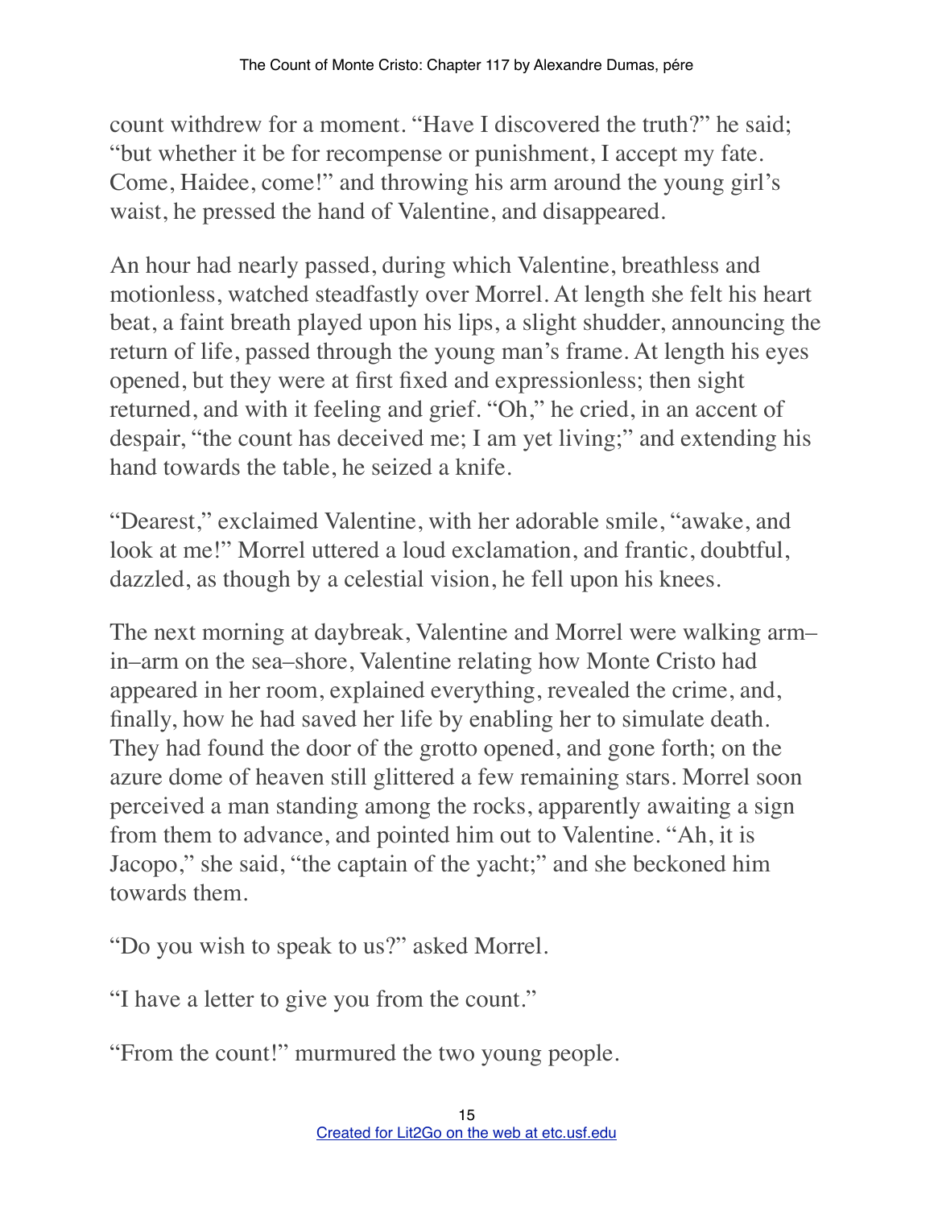count withdrew for a moment. "Have I discovered the truth?" he said; "but whether it be for recompense or punishment, I accept my fate. Come, Haidee, come!" and throwing his arm around the young girl's waist, he pressed the hand of Valentine, and disappeared.

An hour had nearly passed, during which Valentine, breathless and motionless, watched steadfastly over Morrel. At length she felt his heart beat, a faint breath played upon his lips, a slight shudder, announcing the return of life, passed through the young man's frame. At length his eyes opened, but they were at first fixed and expressionless; then sight returned, and with it feeling and grief. "Oh," he cried, in an accent of despair, "the count has deceived me; I am yet living;" and extending his hand towards the table, he seized a knife.

"Dearest," exclaimed Valentine, with her adorable smile, "awake, and look at me!" Morrel uttered a loud exclamation, and frantic, doubtful, dazzled, as though by a celestial vision, he fell upon his knees.

The next morning at daybreak, Valentine and Morrel were walking arm–in–arm on the sea–shore, Valentine relating how Monte Cristo had appeared in her room, explained everything, revealed the crime, and, finally, how he had saved her life by enabling her to simulate death. They had found the door of the grotto opened, and gone forth; on the azure dome of heaven still glittered a few remaining stars. Morrel soon perceived a man standing among the rocks, apparently awaiting a sign from them to advance, and pointed him out to Valentine. "Ah, it is Jacopo," she said, "the captain of the yacht;" and she beckoned him towards them.

"Do you wish to speak to us?" asked Morrel.

"I have a letter to give you from the count."

"From the count!" murmured the two young people.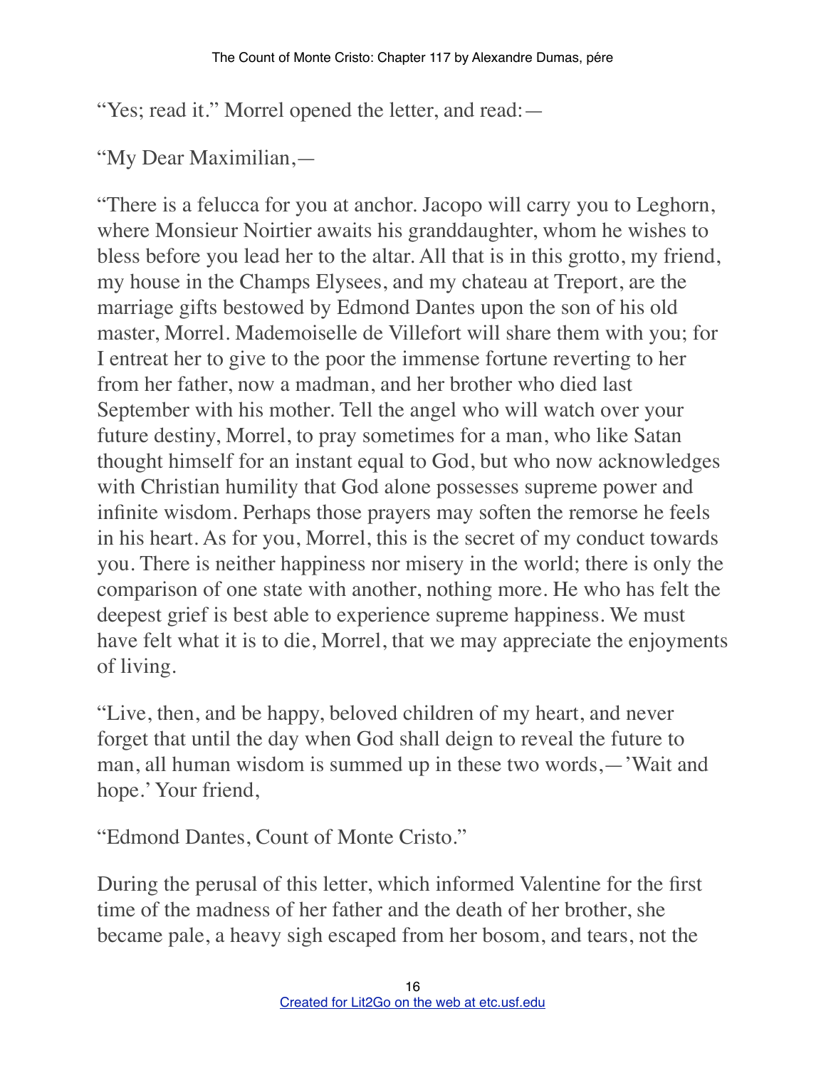"Yes; read it." Morrel opened the letter, and read:—

"My Dear Maximilian,—

"There is a felucca for you at anchor. Jacopo will carry you to Leghorn, where Monsieur Noirtier awaits his granddaughter, whom he wishes to bless before you lead her to the altar. All that is in this grotto, my friend, my house in the Champs Elysees, and my chateau at Treport, are the marriage gifts bestowed by Edmond Dantes upon the son of his old master, Morrel. Mademoiselle de Villefort will share them with you; for I entreat her to give to the poor the immense fortune reverting to her from her father, now a madman, and her brother who died last September with his mother. Tell the angel who will watch over your future destiny, Morrel, to pray sometimes for a man, who like Satan thought himself for an instant equal to God, but who now acknowledges with Christian humility that God alone possesses supreme power and infinite wisdom. Perhaps those prayers may soften the remorse he feels in his heart. As for you, Morrel, this is the secret of my conduct towards you. There is neither happiness nor misery in the world; there is only the comparison of one state with another, nothing more. He who has felt the deepest grief is best able to experience supreme happiness. We must have felt what it is to die, Morrel, that we may appreciate the enjoyments of living.

"Live, then, and be happy, beloved children of my heart, and never forget that until the day when God shall deign to reveal the future to man, all human wisdom is summed up in these two words,—'Wait and hope.' Your friend,

"Edmond Dantes, Count of Monte Cristo."

During the perusal of this letter, which informed Valentine for the first time of the madness of her father and the death of her brother, she became pale, a heavy sigh escaped from her bosom, and tears, not the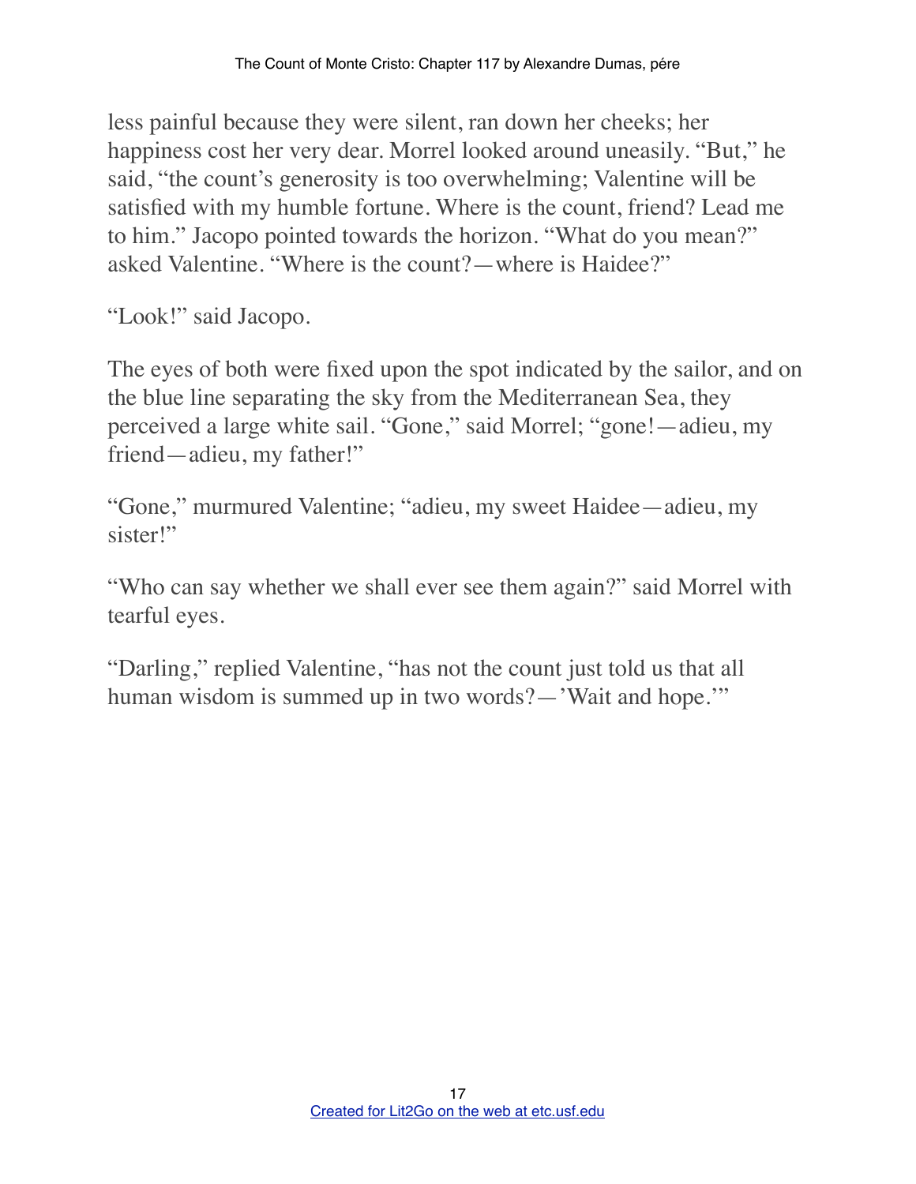less painful because they were silent, ran down her cheeks; her happiness cost her very dear. Morrel looked around uneasily. "But," he said, "the count's generosity is too overwhelming; Valentine will be satisfied with my humble fortune. Where is the count, friend? Lead me to him." Jacopo pointed towards the horizon. "What do you mean?" asked Valentine. "Where is the count?—where is Haidee?"

"Look!" said Jacopo.

The eyes of both were fixed upon the spot indicated by the sailor, and on the blue line separating the sky from the Mediterranean Sea, they perceived a large white sail. "Gone," said Morrel; "gone!—adieu, my friend—adieu, my father!"

"Gone," murmured Valentine; "adieu, my sweet Haidee—adieu, my sister!"

"Who can say whether we shall ever see them again?" said Morrel with tearful eyes.

"Darling," replied Valentine, "has not the count just told us that all human wisdom is summed up in two words?—'Wait and hope.'"